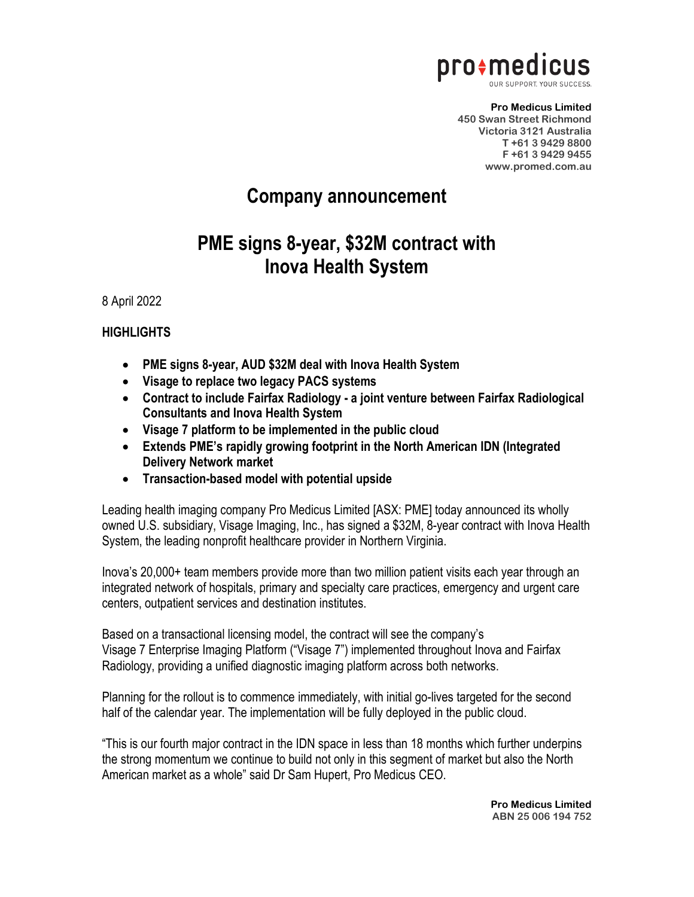**Pro Medicus Limited**
**450 Swan Street Richmond**
**Victoria 3121 Australia**
**T +61 3 9429 8800**
**F +61 3 9429 9455**
**www.promed.com.au**

# Company announcement

# PME signs 8-year, $32M contract with Inova Health System

8 April 2022

**HIGHLIGHTS**

- **PME signs 8-year, AUD $32M deal with Inova Health System**
- **Visage to replace two legacy PACS systems**
- **Contract to include Fairfax Radiology - a joint venture between Fairfax Radiological Consultants and Inova Health System**
- **Visage 7 platform to be implemented in the public cloud**
- **Extends PME's rapidly growing footprint in the North American IDN (Integrated Delivery Network market**
- **Transaction-based model with potential upside**

Leading health imaging company Pro Medicus Limited [ASX: PME] today announced its wholly owned U.S. subsidiary, Visage Imaging, Inc., has signed a $32M, 8-year contract with Inova Health System, the leading nonprofit healthcare provider in Northern Virginia.

Inova's 20,000+ team members provide more than two million patient visits each year through an integrated network of hospitals, primary and specialty care practices, emergency and urgent care centers, outpatient services and destination institutes.

Based on a transactional licensing model, the contract will see the company's Visage 7 Enterprise Imaging Platform ("Visage 7") implemented throughout Inova and Fairfax Radiology, providing a unified diagnostic imaging platform across both networks.

Planning for the rollout is to commence immediately, with initial go-lives targeted for the second half of the calendar year. The implementation will be fully deployed in the public cloud.

"This is our fourth major contract in the IDN space in less than 18 months which further underpins the strong momentum we continue to build not only in this segment of market but also the North American market as a whole" said Dr Sam Hupert, Pro Medicus CEO.

**Pro Medicus Limited**
**ABN 25 006 194 752**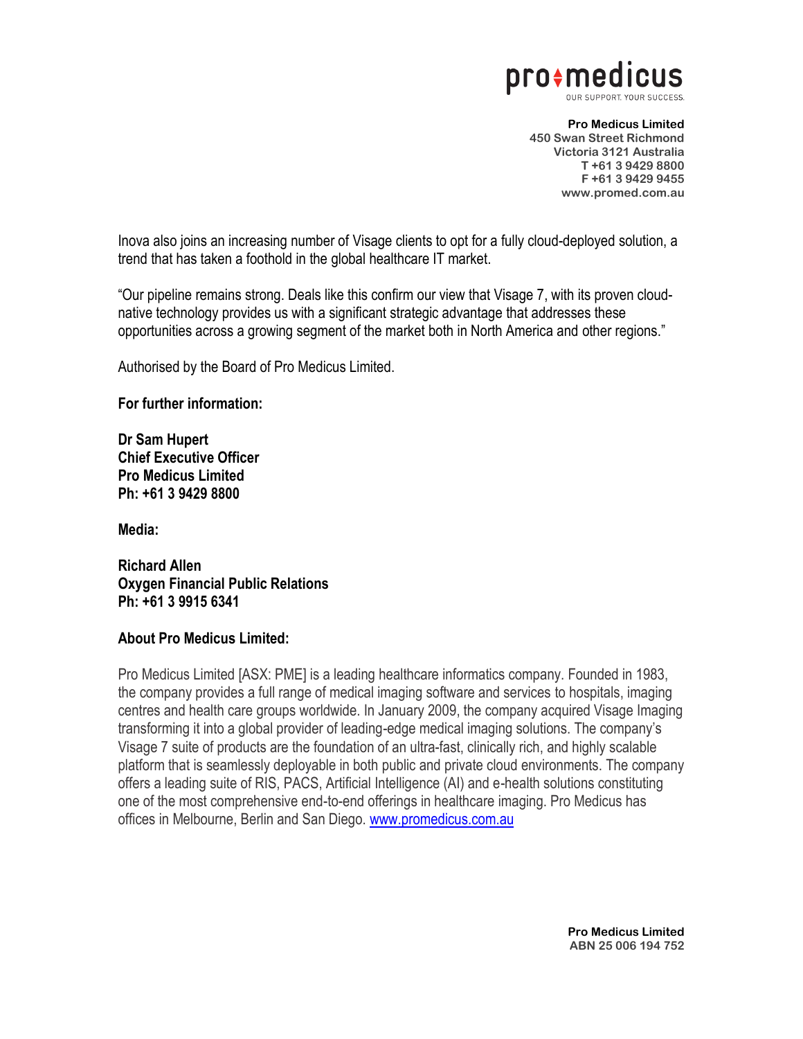Inova also joins an increasing number of Visage clients to opt for a fully cloud-deployed solution, a trend that has taken a foothold in the global healthcare IT market.

"Our pipeline remains strong. Deals like this confirm our view that Visage 7, with its proven cloud-native technology provides us with a significant strategic advantage that addresses these opportunities across a growing segment of the market both in North America and other regions."

Authorised by the Board of Pro Medicus Limited.

**For further information:**

**Dr Sam Hupert**
**Chief Executive Officer**
**Pro Medicus Limited**
**Ph: +61 3 9429 8800**

**Media:**

**Richard Allen**
**Oxygen Financial Public Relations**
**Ph: +61 3 9915 6341**

**About Pro Medicus Limited:**

Pro Medicus Limited [ASX: PME] is a leading healthcare informatics company. Founded in 1983, the company provides a full range of medical imaging software and services to hospitals, imaging centres and health care groups worldwide. In January 2009, the company acquired Visage Imaging transforming it into a global provider of leading-edge medical imaging solutions. The company's Visage 7 suite of products are the foundation of an ultra-fast, clinically rich, and highly scalable platform that is seamlessly deployable in both public and private cloud environments. The company offers a leading suite of RIS, PACS, Artificial Intelligence (AI) and e-health solutions constituting one of the most comprehensive end-to-end offerings in healthcare imaging. Pro Medicus has offices in Melbourne, Berlin and San Diego. www.promedicus.com.au